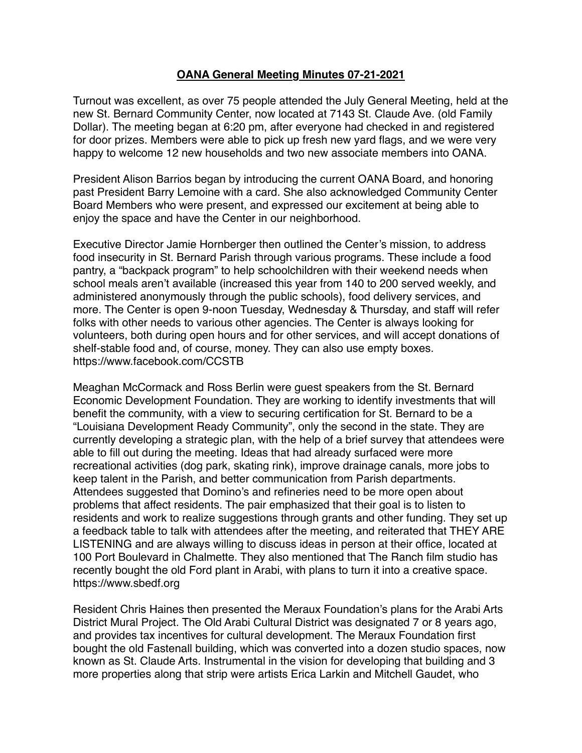## **OANA General Meeting Minutes 07-21-2021**

Turnout was excellent, as over 75 people attended the July General Meeting, held at the new St. Bernard Community Center, now located at 7143 St. Claude Ave. (old Family Dollar). The meeting began at 6:20 pm, after everyone had checked in and registered for door prizes. Members were able to pick up fresh new yard flags, and we were very happy to welcome 12 new households and two new associate members into OANA.

President Alison Barrios began by introducing the current OANA Board, and honoring past President Barry Lemoine with a card. She also acknowledged Community Center Board Members who were present, and expressed our excitement at being able to enjoy the space and have the Center in our neighborhood.

Executive Director Jamie Hornberger then outlined the Center's mission, to address food insecurity in St. Bernard Parish through various programs. These include a food pantry, a "backpack program" to help schoolchildren with their weekend needs when school meals aren't available (increased this year from 140 to 200 served weekly, and administered anonymously through the public schools), food delivery services, and more. The Center is open 9-noon Tuesday, Wednesday & Thursday, and staff will refer folks with other needs to various other agencies. The Center is always looking for volunteers, both during open hours and for other services, and will accept donations of shelf-stable food and, of course, money. They can also use empty boxes. https://www.facebook.com/CCSTB

Meaghan McCormack and Ross Berlin were guest speakers from the St. Bernard Economic Development Foundation. They are working to identify investments that will benefit the community, with a view to securing certification for St. Bernard to be a "Louisiana Development Ready Community", only the second in the state. They are currently developing a strategic plan, with the help of a brief survey that attendees were able to fill out during the meeting. Ideas that had already surfaced were more recreational activities (dog park, skating rink), improve drainage canals, more jobs to keep talent in the Parish, and better communication from Parish departments. Attendees suggested that Domino's and refineries need to be more open about problems that affect residents. The pair emphasized that their goal is to listen to residents and work to realize suggestions through grants and other funding. They set up a feedback table to talk with attendees after the meeting, and reiterated that THEY ARE LISTENING and are always willing to discuss ideas in person at their office, located at 100 Port Boulevard in Chalmette. They also mentioned that The Ranch film studio has recently bought the old Ford plant in Arabi, with plans to turn it into a creative space. https://www.sbedf.org

Resident Chris Haines then presented the Meraux Foundation's plans for the Arabi Arts District Mural Project. The Old Arabi Cultural District was designated 7 or 8 years ago, and provides tax incentives for cultural development. The Meraux Foundation first bought the old Fastenall building, which was converted into a dozen studio spaces, now known as St. Claude Arts. Instrumental in the vision for developing that building and 3 more properties along that strip were artists Erica Larkin and Mitchell Gaudet, who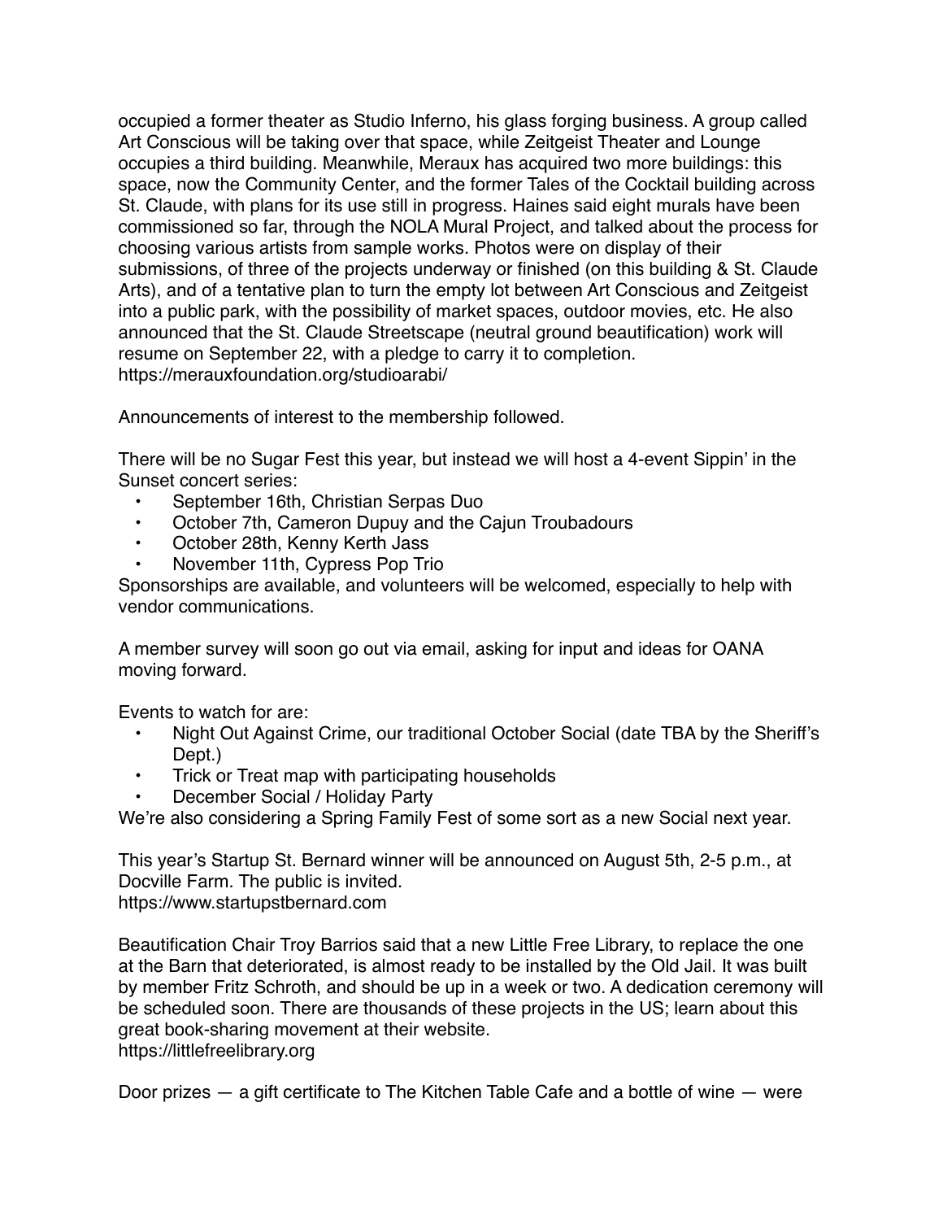occupied a former theater as Studio Inferno, his glass forging business. A group called Art Conscious will be taking over that space, while Zeitgeist Theater and Lounge occupies a third building. Meanwhile, Meraux has acquired two more buildings: this space, now the Community Center, and the former Tales of the Cocktail building across St. Claude, with plans for its use still in progress. Haines said eight murals have been commissioned so far, through the NOLA Mural Project, and talked about the process for choosing various artists from sample works. Photos were on display of their submissions, of three of the projects underway or finished (on this building & St. Claude Arts), and of a tentative plan to turn the empty lot between Art Conscious and Zeitgeist into a public park, with the possibility of market spaces, outdoor movies, etc. He also announced that the St. Claude Streetscape (neutral ground beautification) work will resume on September 22, with a pledge to carry it to completion.
https://merauxfoundation.org/studioarabi/

Announcements of interest to the membership followed.

There will be no Sugar Fest this year, but instead we will host a 4-event Sippin' in the Sunset concert series:

- September 16th, Christian Serpas Duo
- October 7th, Cameron Dupuy and the Cajun Troubadours
- October 28th, Kenny Kerth Jass
- November 11th, Cypress Pop Trio

Sponsorships are available, and volunteers will be welcomed, especially to help with vendor communications.

A member survey will soon go out via email, asking for input and ideas for OANA moving forward.

Events to watch for are:

- Night Out Against Crime, our traditional October Social (date TBA by the Sheriff's Dept.)
- Trick or Treat map with participating households
- December Social / Holiday Party

We're also considering a Spring Family Fest of some sort as a new Social next year.

This year's Startup St. Bernard winner will be announced on August 5th, 2-5 p.m., at Docville Farm. The public is invited.
https://www.startupstbernard.com

Beautification Chair Troy Barrios said that a new Little Free Library, to replace the one at the Barn that deteriorated, is almost ready to be installed by the Old Jail. It was built by member Fritz Schroth, and should be up in a week or two. A dedication ceremony will be scheduled soon. There are thousands of these projects in the US; learn about this great book-sharing movement at their website.
https://littlefreelibrary.org

Door prizes — a gift certificate to The Kitchen Table Cafe and a bottle of wine — were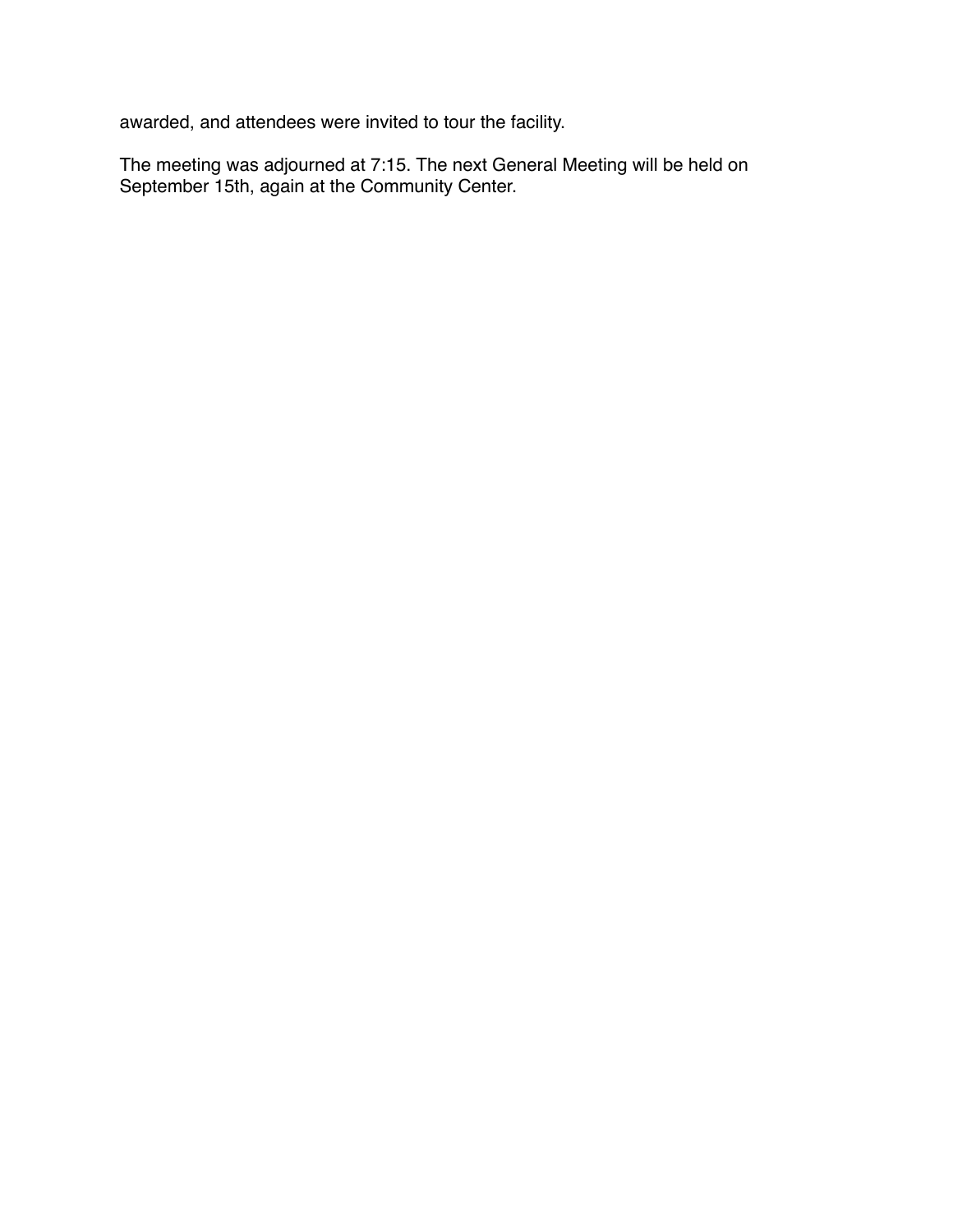awarded, and attendees were invited to tour the facility.

The meeting was adjourned at 7:15. The next General Meeting will be held on September 15th, again at the Community Center.